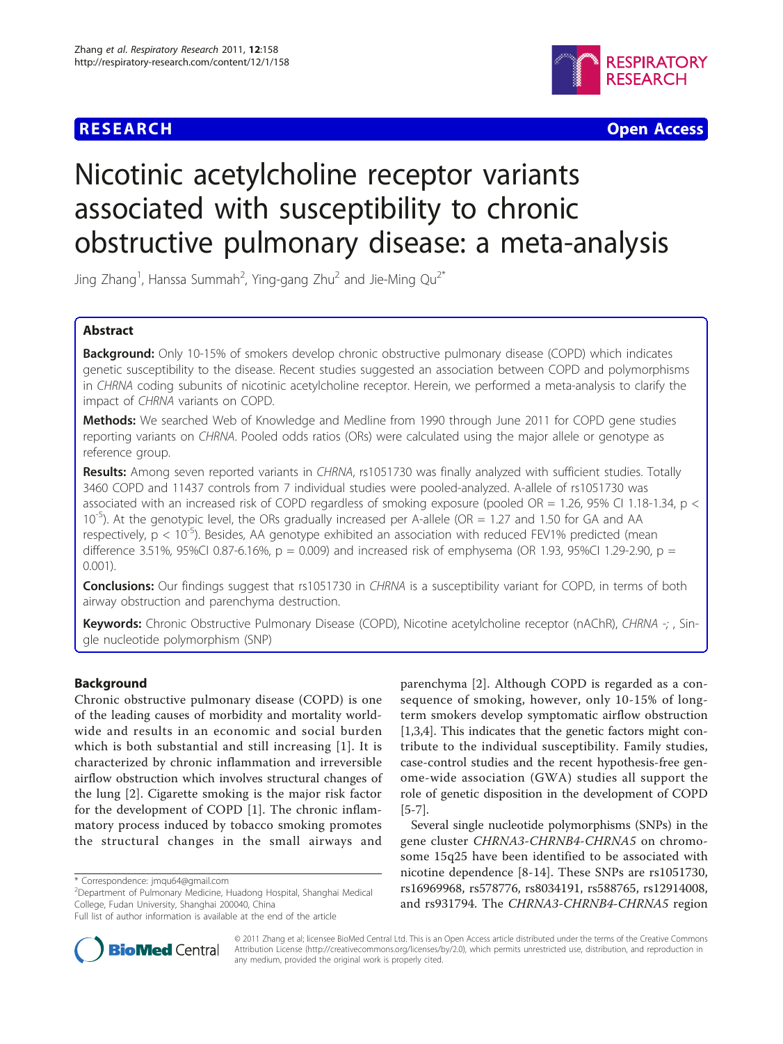RESEARCH Open Access

# Nicotinic acetylcholine receptor variants associated with susceptibility to chronic obstructive pulmonary disease: a meta-analysis

Jing Zhang[1], Hanssa Summah[2], Ying-gang Zhu[2] and Jie-Ming Qu[2*]

## Abstract

**Background:** Only 10-15% of smokers develop chronic obstructive pulmonary disease (COPD) which indicates genetic susceptibility to the disease. Recent studies suggested an association between COPD and polymorphisms in *CHRNA* coding subunits of nicotinic acetylcholine receptor. Herein, we performed a meta-analysis to clarify the impact of *CHRNA* variants on COPD.

**Methods:** We searched Web of Knowledge and Medline from 1990 through June 2011 for COPD gene studies reporting variants on *CHRNA*. Pooled odds ratios (ORs) were calculated using the major allele or genotype as reference group.

**Results:** Among seven reported variants in *CHRNA*, rs1051730 was finally analyzed with sufficient studies. Totally 3460 COPD and 11437 controls from 7 individual studies were pooled-analyzed. A-allele of rs1051730 was associated with an increased risk of COPD regardless of smoking exposure (pooled OR = 1.26, 95% CI 1.18-1.34, $p < 10^{-5}$). At the genotypic level, the ORs gradually increased per A-allele (OR = 1.27 and 1.50 for GA and AA respectively, $p < 10^{-5}$). Besides, AA genotype exhibited an association with reduced FEV1% predicted (mean difference 3.51%, 95%CI 0.87-6.16%, p = 0.009) and increased risk of emphysema (OR 1.93, 95%CI 1.29-2.90, p = 0.001).

**Conclusions:** Our findings suggest that rs1051730 in *CHRNA* is a susceptibility variant for COPD, in terms of both airway obstruction and parenchyma destruction.

**Keywords:** Chronic Obstructive Pulmonary Disease (COPD), Nicotine acetylcholine receptor (nAChR), *CHRNA* -; , Single nucleotide polymorphism (SNP)

## Background

Chronic obstructive pulmonary disease (COPD) is one of the leading causes of morbidity and mortality worldwide and results in an economic and social burden which is both substantial and still increasing [1]. It is characterized by chronic inflammation and irreversible airflow obstruction which involves structural changes of the lung [2]. Cigarette smoking is the major risk factor for the development of COPD [1]. The chronic inflammatory process induced by tobacco smoking promotes the structural changes in the small airways and parenchyma [2]. Although COPD is regarded as a consequence of smoking, however, only 10-15% of long-term smokers develop symptomatic airflow obstruction [1,3,4]. This indicates that the genetic factors might contribute to the individual susceptibility. Family studies, case-control studies and the recent hypothesis-free genome-wide association (GWA) studies all support the role of genetic disposition in the development of COPD [5-7].

Several single nucleotide polymorphisms (SNPs) in the gene cluster *CHRNA3-CHRNB4-CHRNA5* on chromosome 15q25 have been identified to be associated with nicotine dependence [8-14]. These SNPs are rs1051730, rs16969968, rs578776, rs8034191, rs588765, rs12914008, and rs931794. The *CHRNA3-CHRNB4-CHRNA5* region

\* Correspondence: jmqu64@gmail.com
[2]Department of Pulmonary Medicine, Huadong Hospital, Shanghai Medical College, Fudan University, Shanghai 200040, China
Full list of author information is available at the end of the article

© 2011 Zhang et al; licensee BioMed Central Ltd. This is an Open Access article distributed under the terms of the Creative Commons Attribution License (http://creativecommons.org/licenses/by/2.0), which permits unrestricted use, distribution, and reproduction in any medium, provided the original work is properly cited.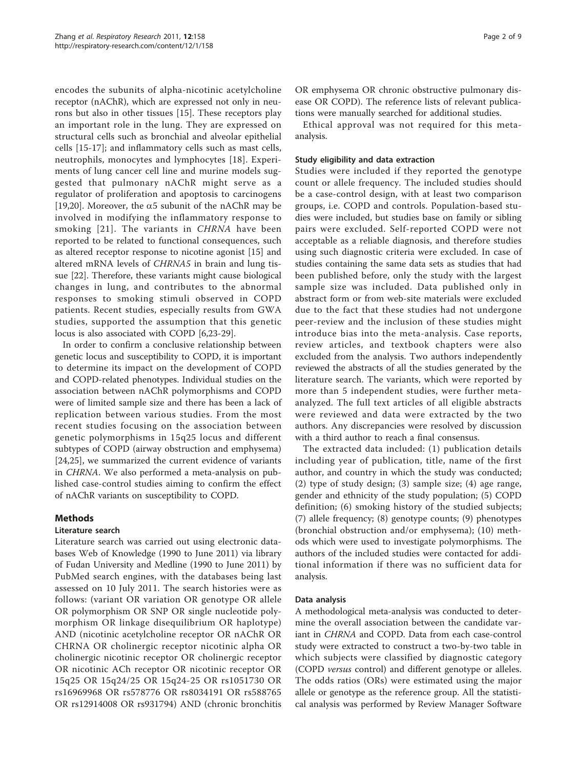encodes the subunits of alpha-nicotinic acetylcholine receptor (nAChR), which are expressed not only in neurons but also in other tissues [15]. These receptors play an important role in the lung. They are expressed on structural cells such as bronchial and alveolar epithelial cells [15-17]; and inflammatory cells such as mast cells, neutrophils, monocytes and lymphocytes [18]. Experiments of lung cancer cell line and murine models suggested that pulmonary nAChR might serve as a regulator of proliferation and apoptosis to carcinogens [19,20]. Moreover, the $\alpha 5$ subunit of the nAChR may be involved in modifying the inflammatory response to smoking [21]. The variants in *CHRNA* have been reported to be related to functional consequences, such as altered receptor response to nicotine agonist [15] and altered mRNA levels of *CHRNA5* in brain and lung tissue [22]. Therefore, these variants might cause biological changes in lung, and contributes to the abnormal responses to smoking stimuli observed in COPD patients. Recent studies, especially results from GWA studies, supported the assumption that this genetic locus is also associated with COPD [6,23-29].

In order to confirm a conclusive relationship between genetic locus and susceptibility to COPD, it is important to determine its impact on the development of COPD and COPD-related phenotypes. Individual studies on the association between nAChR polymorphisms and COPD were of limited sample size and there has been a lack of replication between various studies. From the most recent studies focusing on the association between genetic polymorphisms in 15q25 locus and different subtypes of COPD (airway obstruction and emphysema) [24,25], we summarized the current evidence of variants in *CHRNA*. We also performed a meta-analysis on published case-control studies aiming to confirm the effect of nAChR variants on susceptibility to COPD.

## Methods

### Literature search

Literature search was carried out using electronic databases Web of Knowledge (1990 to June 2011) via library of Fudan University and Medline (1990 to June 2011) by PubMed search engines, with the databases being last assessed on 10 July 2011. The search histories were as follows: (variant OR variation OR genotype OR allele OR polymorphism OR SNP OR single nucleotide polymorphism OR linkage disequilibrium OR haplotype) AND (nicotinic acetylcholine receptor OR nAChR OR CHRNA OR cholinergic receptor nicotinic alpha OR cholinergic nicotinic receptor OR cholinergic receptor OR nicotinic ACh receptor OR nicotinic receptor OR 15q25 OR 15q24/25 OR 15q24-25 OR rs1051730 OR rs16969968 OR rs578776 OR rs8034191 OR rs588765 OR rs12914008 OR rs931794) AND (chronic bronchitis OR emphysema OR chronic obstructive pulmonary disease OR COPD). The reference lists of relevant publications were manually searched for additional studies.

Ethical approval was not required for this meta-analysis.

### Study eligibility and data extraction

Studies were included if they reported the genotype count or allele frequency. The included studies should be a case-control design, with at least two comparison groups, i.e. COPD and controls. Population-based studies were included, but studies base on family or sibling pairs were excluded. Self-reported COPD were not acceptable as a reliable diagnosis, and therefore studies using such diagnostic criteria were excluded. In case of studies containing the same data sets as studies that had been published before, only the study with the largest sample size was included. Data published only in abstract form or from web-site materials were excluded due to the fact that these studies had not undergone peer-review and the inclusion of these studies might introduce bias into the meta-analysis. Case reports, review articles, and textbook chapters were also excluded from the analysis. Two authors independently reviewed the abstracts of all the studies generated by the literature search. The variants, which were reported by more than 5 independent studies, were further meta-analyzed. The full text articles of all eligible abstracts were reviewed and data were extracted by the two authors. Any discrepancies were resolved by discussion with a third author to reach a final consensus.

The extracted data included: (1) publication details including year of publication, title, name of the first author, and country in which the study was conducted; (2) type of study design; (3) sample size; (4) age range, gender and ethnicity of the study population; (5) COPD definition; (6) smoking history of the studied subjects; (7) allele frequency; (8) genotype counts; (9) phenotypes (bronchial obstruction and/or emphysema); (10) methods which were used to investigate polymorphisms. The authors of the included studies were contacted for additional information if there was no sufficient data for analysis.

### Data analysis

A methodological meta-analysis was conducted to determine the overall association between the candidate variant in *CHRNA* and COPD. Data from each case-control study were extracted to construct a two-by-two table in which subjects were classified by diagnostic category (COPD *versus* control) and different genotype or alleles. The odds ratios (ORs) were estimated using the major allele or genotype as the reference group. All the statistical analysis was performed by Review Manager Software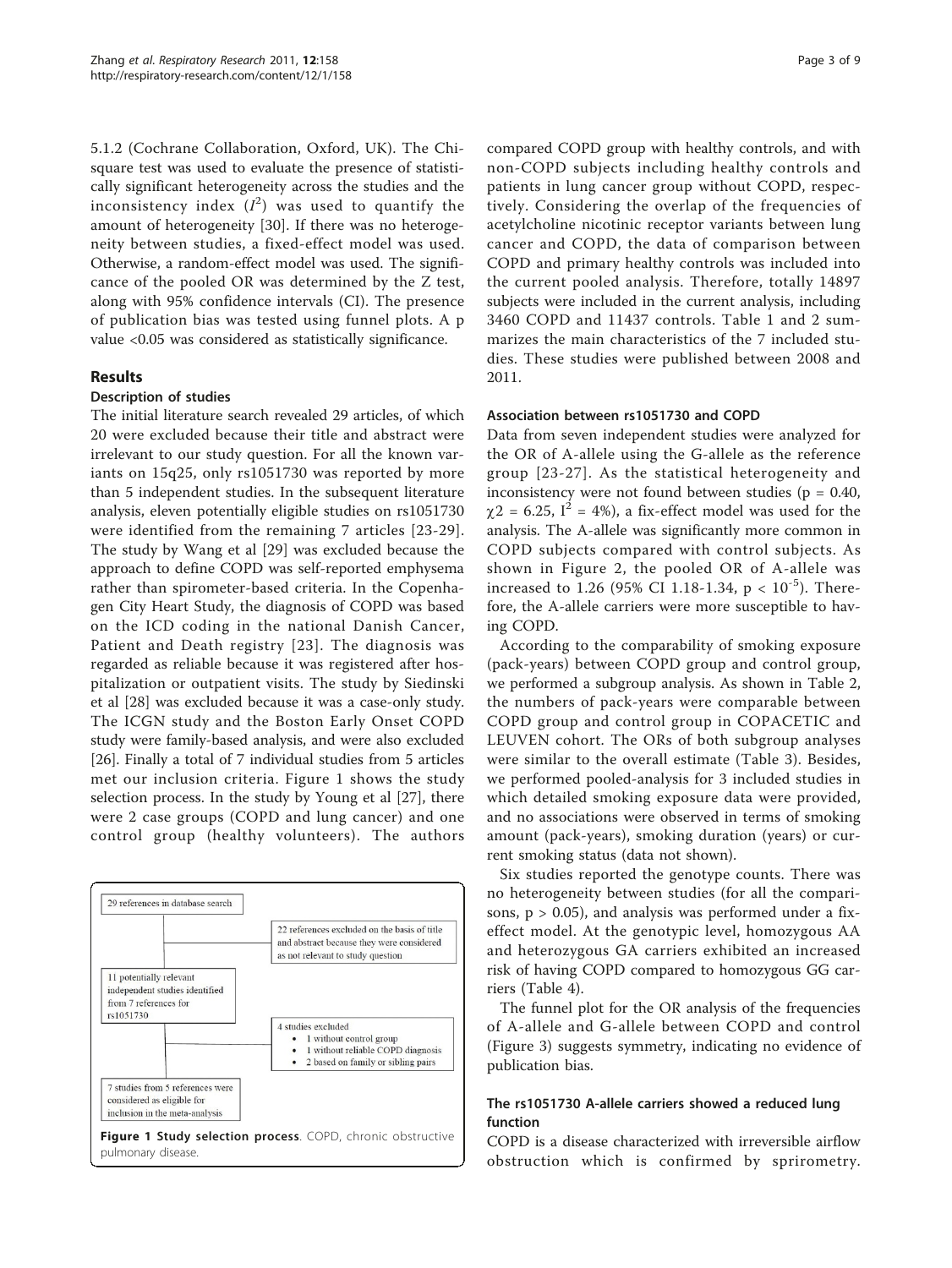5.1.2 (Cochrane Collaboration, Oxford, UK). The Chi-square test was used to evaluate the presence of statistically significant heterogeneity across the studies and the inconsistency index ($I^2$) was used to quantify the amount of heterogeneity [30]. If there was no heterogeneity between studies, a fixed-effect model was used. Otherwise, a random-effect model was used. The significance of the pooled OR was determined by the Z test, along with 95% confidence intervals (CI). The presence of publication bias was tested using funnel plots. A p value <0.05 was considered as statistically significance.

## Results

### Description of studies

The initial literature search revealed 29 articles, of which 20 were excluded because their title and abstract were irrelevant to our study question. For all the known variants on 15q25, only rs1051730 was reported by more than 5 independent studies. In the subsequent literature analysis, eleven potentially eligible studies on rs1051730 were identified from the remaining 7 articles [23-29]. The study by Wang et al [29] was excluded because the approach to define COPD was self-reported emphysema rather than spirometer-based criteria. In the Copenhagen City Heart Study, the diagnosis of COPD was based on the ICD coding in the national Danish Cancer, Patient and Death registry [23]. The diagnosis was regarded as reliable because it was registered after hospitalization or outpatient visits. The study by Siedinski et al [28] was excluded because it was a case-only study. The ICGN study and the Boston Early Onset COPD study were family-based analysis, and were also excluded [26]. Finally a total of 7 individual studies from 5 articles met our inclusion criteria. Figure 1 shows the study selection process. In the study by Young et al [27], there were 2 case groups (COPD and lung cancer) and one control group (healthy volunteers). The authors compared COPD group with healthy controls, and with non-COPD subjects including healthy controls and patients in lung cancer group without COPD, respectively. Considering the overlap of the frequencies of acetylcholine nicotinic receptor variants between lung cancer and COPD, the data of comparison between COPD and primary healthy controls was included into the current pooled analysis. Therefore, totally 14897 subjects were included in the current analysis, including 3460 COPD and 11437 controls. Table 1 and 2 summarizes the main characteristics of the 7 included studies. These studies were published between 2008 and 2011.

29 references in database search

22 references excluded on the basis of title and abstract because they were considered as not relevant to study question

11 potentially relevant independent studies identified from 7 references for rs1051730

4 studies excluded
- 1 without control group
- 1 without reliable COPD diagnosis
- 2 based on family or sibling pairs

7 studies from 5 references were considered as eligible for inclusion in the meta-analysis

**Figure 1 Study selection process**. COPD, chronic obstructive pulmonary disease.

### Association between rs1051730 and COPD

Data from seven independent studies were analyzed for the OR of A-allele using the G-allele as the reference group [23-27]. As the statistical heterogeneity and inconsistency were not found between studies (p = 0.40, $\chi2$ = 6.25, $I^2$ = 4%), a fix-effect model was used for the analysis. The A-allele was significantly more common in COPD subjects compared with control subjects. As shown in Figure 2, the pooled OR of A-allele was increased to 1.26 (95% CI 1.18-1.34, p < $10^{-5}$). Therefore, the A-allele carriers were more susceptible to having COPD.

According to the comparability of smoking exposure (pack-years) between COPD group and control group, we performed a subgroup analysis. As shown in Table 2, the numbers of pack-years were comparable between COPD group and control group in COPACETIC and LEUVEN cohort. The ORs of both subgroup analyses were similar to the overall estimate (Table 3). Besides, we performed pooled-analysis for 3 included studies in which detailed smoking exposure data were provided, and no associations were observed in terms of smoking amount (pack-years), smoking duration (years) or current smoking status (data not shown).

Six studies reported the genotype counts. There was no heterogeneity between studies (for all the comparisons, p > 0.05), and analysis was performed under a fix-effect model. At the genotypic level, homozygous AA and heterozygous GA carriers exhibited an increased risk of having COPD compared to homozygous GG carriers (Table 4).

The funnel plot for the OR analysis of the frequencies of A-allele and G-allele between COPD and control (Figure 3) suggests symmetry, indicating no evidence of publication bias.

### The rs1051730 A-allele carriers showed a reduced lung function

COPD is a disease characterized with irreversible airflow obstruction which is confirmed by sprirometry.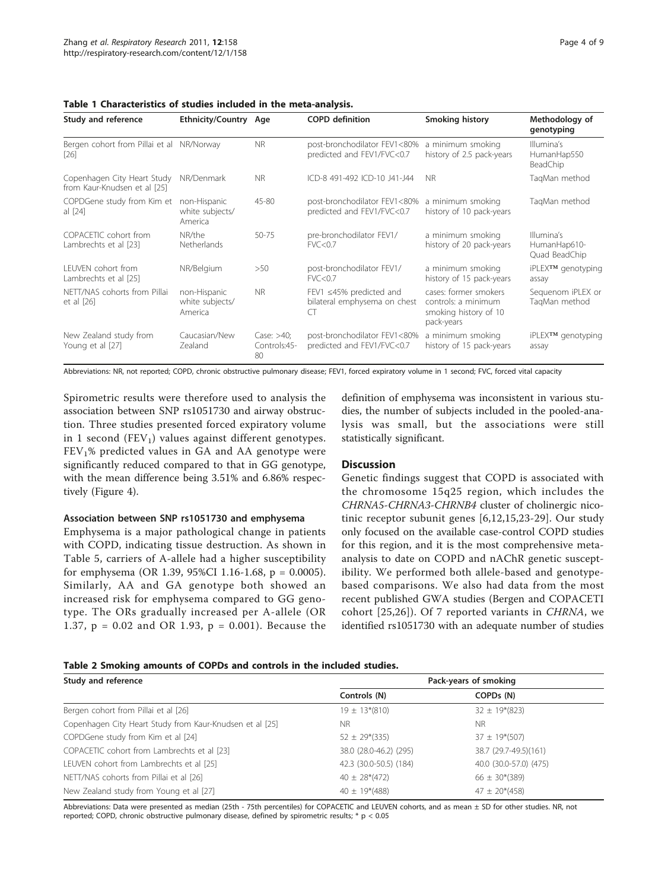**Table 1 Characteristics of studies included in the meta-analysis.**

| Study and reference | Ethnicity/Country | Age | COPD definition | Smoking history | Methodology of genotyping |
|---|---|---|---|---|---|
| Bergen cohort from Pillai et al [26] | NR/Norway | NR | post-bronchodilator FEV1<80% predicted and FEV1/FVC<0.7 | a minimum smoking history of 2.5 pack-years | Illumina's HumanHap550 BeadChip |
| Copenhagen City Heart Study from Kaur-Knudsen et al [25] | NR/Denmark | NR | ICD-8 491-492 ICD-10 J41-J44 | NR | TaqMan method |
| COPDGene study from Kim et al [24] | non-Hispanic white subjects/ America | 45-80 | post-bronchodilator FEV1<80% predicted and FEV1/FVC<0.7 | a minimum smoking history of 10 pack-years | TaqMan method |
| COPACETIC cohort from Lambrechts et al [23] | NR/the Netherlands | 50-75 | pre-bronchodilator FEV1/ FVC<0.7 | a minimum smoking history of 20 pack-years | Illumina's HumanHap610-Quad BeadChip |
| LEUVEN cohort from Lambrechts et al [25] | NR/Belgium | >50 | post-bronchodilator FEV1/ FVC<0.7 | a minimum smoking history of 15 pack-years | iPLEX™ genotyping assay |
| NETT/NAS cohorts from Pillai et al [26] | non-Hispanic white subjects/ America | NR | FEV1 ≤45% predicted and bilateral emphysema on chest CT | cases: former smokers controls: a minimum smoking history of 10 pack-years | Sequenom iPLEX or TaqMan method |
| New Zealand study from Young et al [27] | Caucasian/New Zealand | Case: >40; Controls:45-80 | post-bronchodilator FEV1<80% predicted and FEV1/FVC<0.7 | a minimum smoking history of 15 pack-years | iPLEX™ genotyping assay |

Abbreviations: NR, not reported; COPD, chronic obstructive pulmonary disease; FEV1, forced expiratory volume in 1 second; FVC, forced vital capacity

Spirometric results were therefore used to analysis the association between SNP rs1051730 and airway obstruction. Three studies presented forced expiratory volume in 1 second ($FEV_1$) values against different genotypes. $FEV_1$% predicted values in GA and AA genotype were significantly reduced compared to that in GG genotype, with the mean difference being 3.51% and 6.86% respectively (Figure 4).

#### Association between SNP rs1051730 and emphysema

Emphysema is a major pathological change in patients with COPD, indicating tissue destruction. As shown in Table 5, carriers of A-allele had a higher susceptibility for emphysema (OR 1.39, 95%CI 1.16-1.68, p = 0.0005). Similarly, AA and GA genotype both showed an increased risk for emphysema compared to GG genotype. The ORs gradually increased per A-allele (OR 1.37, p = 0.02 and OR 1.93, p = 0.001). Because the definition of emphysema was inconsistent in various studies, the number of subjects included in the pooled-analysis was small, but the associations were still statistically significant.

## Discussion

Genetic findings suggest that COPD is associated with the chromosome 15q25 region, which includes the *CHRNA5-CHRNA3-CHRNB4* cluster of cholinergic nicotinic receptor subunit genes [6,12,15,23-29]. Our study only focused on the available case-control COPD studies for this region, and it is the most comprehensive meta-analysis to date on COPD and nAChR genetic susceptibility. We performed both allele-based and genotype-based comparisons. We also had data from the most recent published GWA studies (Bergen and COPACETI cohort [25,26]). Of 7 reported variants in *CHRNA*, we identified rs1051730 with an adequate number of studies

**Table 2 Smoking amounts of COPDs and controls in the included studies.**

| Study and reference | Pack-years of smoking | |
|---|---|---|
| | Controls (N) | COPDs (N) |
| Bergen cohort from Pillai et al [26] | 19 ± 13*(810) | 32 ± 19*(823) |
| Copenhagen City Heart Study from Kaur-Knudsen et al [25] | NR | NR |
| COPDGene study from Kim et al [24] | 52 ± 29*(335) | 37 ± 19*(507) |
| COPACETIC cohort from Lambrechts et al [23] | 38.0 (28.0-46.2) (295) | 38.7 (29.7-49.5)(161) |
| LEUVEN cohort from Lambrechts et al [25] | 42.3 (30.0-50.5) (184) | 40.0 (30.0-57.0) (475) |
| NETT/NAS cohorts from Pillai et al [26] | 40 ± 28*(472) | 66 ± 30*(389) |
| New Zealand study from Young et al [27] | 40 ± 19*(488) | 47 ± 20*(458) |

Abbreviations: Data were presented as median (25th - 75th percentiles) for COPACETIC and LEUVEN cohorts, and as mean ± SD for other studies. NR, not reported; COPD, chronic obstructive pulmonary disease, defined by spirometric results; * $p < 0.05$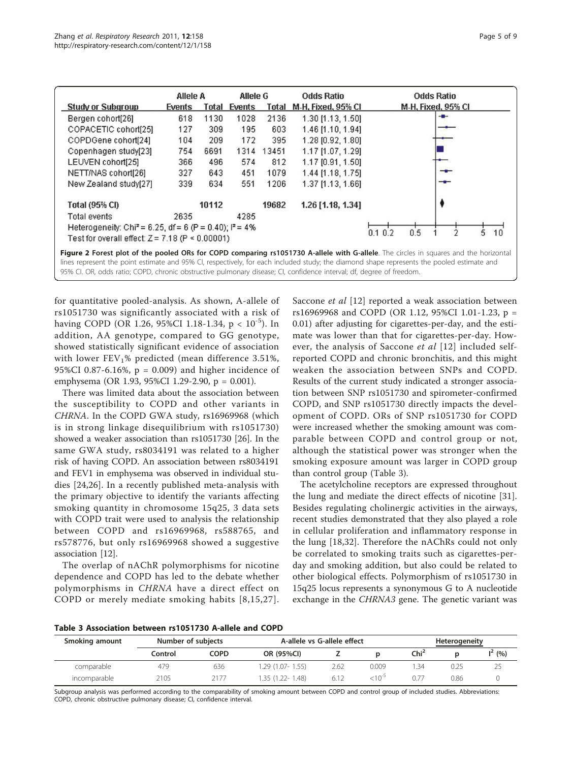| Study or Subgroup | Allele A Events | Allele A Total | Allele G Events | Allele G Total | Odds Ratio M-H, Fixed, 95% CI |
|---|---|---|---|---|---|
| Bergen cohort[26] | 618 | 1130 | 1028 | 2136 | 1.30 [1.13, 1.50] |
| COPACETIC cohort[25] | 127 | 309 | 195 | 603 | 1.46 [1.10, 1.94] |
| COPDGene cohort[24] | 104 | 209 | 172 | 395 | 1.28 [0.92, 1.80] |
| Copenhagen study[23] | 754 | 6691 | 1314 | 13451 | 1.17 [1.07, 1.29] |
| LEUVEN cohort[25] | 366 | 496 | 574 | 812 | 1.17 [0.91, 1.50] |
| NETT/NAS cohort[26] | 327 | 643 | 451 | 1079 | 1.44 [1.18, 1.75] |
| New Zealand study[27] | 339 | 634 | 551 | 1206 | 1.37 [1.13, 1.66] |
| **Total (95% CI)** | | **10112** | | **19682** | **1.26 [1.18, 1.34]** |
| Total events | 2635 | | 4285 | | |

Heterogeneity: $Chi^2 = 6.25$, df = 6 (P = 0.40); $I^2 = 4\%$

Test for overall effect: Z = 7.18 (P < 0.00001)

**Figure 2 Forest plot of the pooled ORs for COPD comparing rs1051730 A-allele with G-allele**. The circles in squares and the horizontal lines represent the point estimate and 95% CI, respectively, for each included study; the diamond shape represents the pooled estimate and 95% CI. OR, odds ratio; COPD, chronic obstructive pulmonary disease; CI, confidence interval; df, degree of freedom.

for quantitative pooled-analysis. As shown, A-allele of rs1051730 was significantly associated with a risk of having COPD (OR 1.26, 95%CI 1.18-1.34, $p < 10^{-5}$). In addition, AA genotype, compared to GG genotype, showed statistically significant evidence of association with lower $FEV_1$% predicted (mean difference 3.51%, 95%CI 0.87-6.16%, p = 0.009) and higher incidence of emphysema (OR 1.93, 95%CI 1.29-2.90, p = 0.001).

There was limited data about the association between the susceptibility to COPD and other variants in *CHRNA*. In the COPD GWA study, rs16969968 (which is in strong linkage disequilibrium with rs1051730) showed a weaker association than rs1051730 [26]. In the same GWA study, rs8034191 was related to a higher risk of having COPD. An association between rs8034191 and FEV1 in emphysema was observed in individual studies [24,26]. In a recently published meta-analysis with the primary objective to identify the variants affecting smoking quantity in chromosome 15q25, 3 data sets with COPD trait were used to analysis the relationship between COPD and rs16969968, rs588765, and rs578776, but only rs16969968 showed a suggestive association [12].

The overlap of nAChR polymorphisms for nicotine dependence and COPD has led to the debate whether polymorphisms in *CHRNA* have a direct effect on COPD or merely mediate smoking habits [8,15,27]. Saccone *et al* [12] reported a weak association between rs16969968 and COPD (OR 1.12, 95%CI 1.01-1.23, p = 0.01) after adjusting for cigarettes-per-day, and the estimate was lower than that for cigarettes-per-day. However, the analysis of Saccone *et al* [12] included self-reported COPD and chronic bronchitis, and this might weaken the association between SNPs and COPD. Results of the current study indicated a stronger association between SNP rs1051730 and spirometer-confirmed COPD, and SNP rs1051730 directly impacts the development of COPD. ORs of SNP rs1051730 for COPD were increased whether the smoking amount was comparable between COPD and control group or not, although the statistical power was stronger when the smoking exposure amount was larger in COPD group than control group (Table 3).

The acetylcholine receptors are expressed throughout the lung and mediate the direct effects of nicotine [31]. Besides regulating cholinergic activities in the airways, recent studies demonstrated that they also played a role in cellular proliferation and inflammatory response in the lung [18,32]. Therefore the nAChRs could not only be correlated to smoking traits such as cigarettes-per-day and smoking addition, but also could be related to other biological effects. Polymorphism of rs1051730 in 15q25 locus represents a synonymous G to A nucleotide exchange in the *CHRNA3* gene. The genetic variant was

**Table 3 Association between rs1051730 A-allele and COPD**

| Smoking amount | Number of subjects | | A-allele vs G-allele effect | | | Heterogeneity | | |
|---|---|---|---|---|---|---|---|---|
| | Control | COPD | OR (95%CI) | Z | p | $Chi^2$ | p | $I^2$ (%) |
| comparable | 479 | 636 | 1.29 (1.07- 1.55) | 2.62 | 0.009 | 1.34 | 0.25 | 25 |
| incomparable | 2105 | 2177 | 1.35 (1.22- 1.48) | 6.12 | $<10^{-5}$ | 0.77 | 0.86 | 0 |

Subgroup analysis was performed according to the comparability of smoking amount between COPD and control group of included studies. Abbreviations: COPD, chronic obstructive pulmonary disease; CI, confidence interval.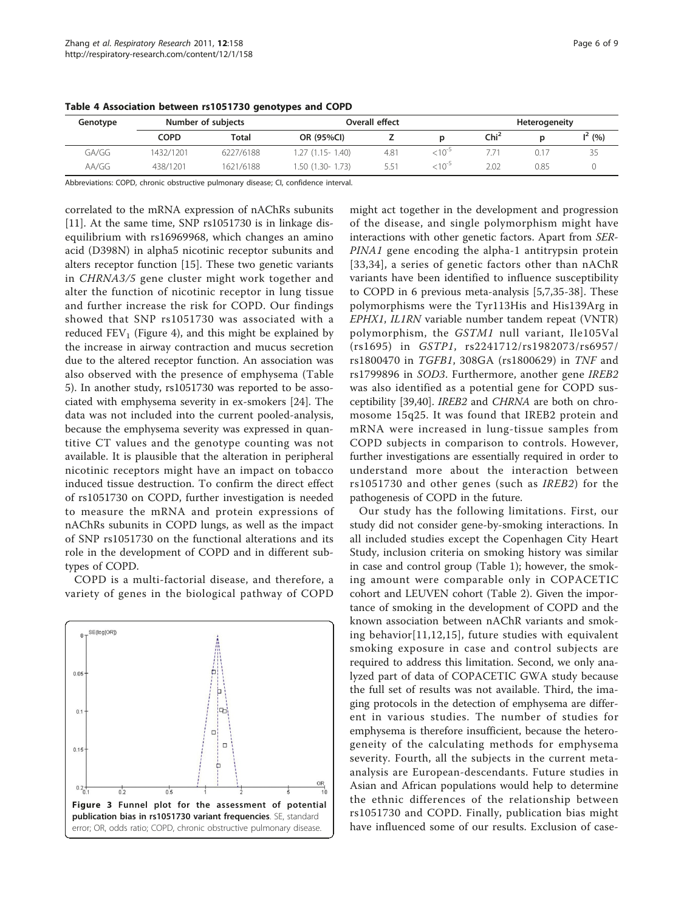**Table 4 Association between rs1051730 genotypes and COPD**

| Genotype | Number of subjects | | Overall effect | | | Heterogeneity | | |
|---|---|---|---|---|---|---|---|---|
| | COPD | Total | OR (95%CI) | Z | p | $Chi^2$ | p | $I^2$ (%) |
| GA/GG | 1432/1201 | 6227/6188 | 1.27 (1.15- 1.40) | 4.81 | $<10^{-5}$ | 7.71 | 0.17 | 35 |
| AA/GG | 438/1201 | 1621/6188 | 1.50 (1.30- 1.73) | 5.51 | $<10^{-5}$ | 2.02 | 0.85 | 0 |

Abbreviations: COPD, chronic obstructive pulmonary disease; CI, confidence interval.

correlated to the mRNA expression of nAChRs subunits [11]. At the same time, SNP rs1051730 is in linkage disequilibrium with rs16969968, which changes an amino acid (D398N) in alpha5 nicotinic receptor subunits and alters receptor function [15]. These two genetic variants in *CHRNA3/5* gene cluster might work together and alter the function of nicotinic receptor in lung tissue and further increase the risk for COPD. Our findings showed that SNP rs1051730 was associated with a reduced $FEV_1$ (Figure 4), and this might be explained by the increase in airway contraction and mucus secretion due to the altered receptor function. An association was also observed with the presence of emphysema (Table 5). In another study, rs1051730 was reported to be associated with emphysema severity in ex-smokers [24]. The data was not included into the current pooled-analysis, because the emphysema severity was expressed in quantitive CT values and the genotype counting was not available. It is plausible that the alteration in peripheral nicotinic receptors might have an impact on tobacco induced tissue destruction. To confirm the direct effect of rs1051730 on COPD, further investigation is needed to measure the mRNA and protein expressions of nAChRs subunits in COPD lungs, as well as the impact of SNP rs1051730 on the functional alterations and its role in the development of COPD and in different subtypes of COPD.

COPD is a multi-factorial disease, and therefore, a variety of genes in the biological pathway of COPD might act together in the development and progression of the disease, and single polymorphism might have interactions with other genetic factors. Apart from *SERPINA1* gene encoding the alpha-1 antitrypsin protein [33,34], a series of genetic factors other than nAChR variants have been identified to influence susceptibility to COPD in 6 previous meta-analysis [5,7,35-38]. These polymorphisms were the Tyr113His and His139Arg in *EPHX1*, *IL1RN* variable number tandem repeat (VNTR) polymorphism, the *GSTM1* null variant, Ile105Val (rs1695) in *GSTP1*, rs2241712/rs1982073/rs6957/rs1800470 in *TGFB1*, 308GA (rs1800629) in *TNF* and rs1799896 in *SOD3*. Furthermore, another gene *IREB2* was also identified as a potential gene for COPD susceptibility [39,40]. *IREB2* and *CHRNA* are both on chromosome 15q25. It was found that IREB2 protein and mRNA were increased in lung-tissue samples from COPD subjects in comparison to controls. However, further investigations are essentially required in order to understand more about the interaction between rs1051730 and other genes (such as *IREB2*) for the pathogenesis of COPD in the future.

Our study has the following limitations. First, our study did not consider gene-by-smoking interactions. In all included studies except the Copenhagen City Heart Study, inclusion criteria on smoking history was similar in case and control group (Table 1); however, the smoking amount were comparable only in COPACETIC cohort and LEUVEN cohort (Table 2). Given the importance of smoking in the development of COPD and the known association between nAChR variants and smoking behavior[11,12,15], future studies with equivalent smoking exposure in case and control subjects are required to address this limitation. Second, we only analyzed part of data of COPACETIC GWA study because the full set of results was not available. Third, the imaging protocols in the detection of emphysema are different in various studies. The number of studies for emphysema is therefore insufficient, because the heterogeneity of the calculating methods for emphysema severity. Fourth, all the subjects in the current meta-analysis are European-descendants. Future studies in Asian and African populations would help to determine the ethnic differences of the relationship between rs1051730 and COPD. Finally, publication bias might have influenced some of our results. Exclusion of case-

**Figure 3 Funnel plot for the assessment of potential publication bias in rs1051730 variant frequencies**. SE, standard error; OR, odds ratio; COPD, chronic obstructive pulmonary disease.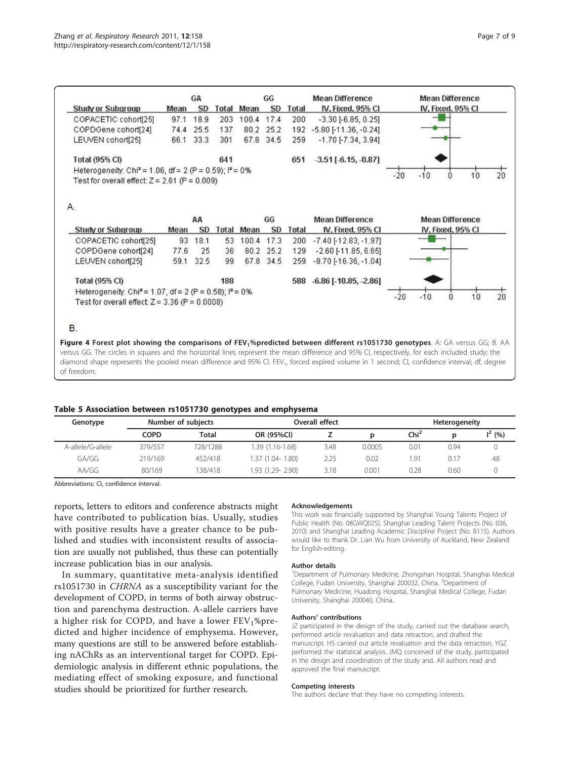| Study or Subgroup | GA Mean | GA SD | GA Total | GG Mean | GG SD | GG Total | Mean Difference IV, Fixed, 95% CI |
|---|---|---|---|---|---|---|---|
| COPACETIC cohort[25] | 97.1 | 18.9 | 203 | 100.4 | 17.4 | 200 | -3.30 [-6.85, 0.25] |
| COPDGene cohort[24] | 74.4 | 25.5 | 137 | 80.2 | 25.2 | 192 | -5.80 [-11.36, -0.24] |
| LEUVEN cohort[25] | 66.1 | 33.3 | 301 | 67.8 | 34.5 | 259 | -1.70 [-7.34, 3.94] |
| Total (95% CI) | | | 641 | | | 651 | -3.51 [-6.15, -0.87] |

Heterogeneity: $Chi^2 = 1.06$, df = 2 (P = 0.59); $I^2 = 0\%$
Test for overall effect: Z = 2.61 (P = 0.009)

A.

| Study or Subgroup | AA Mean | AA SD | AA Total | GG Mean | GG SD | GG Total | Mean Difference IV, Fixed, 95% CI |
|---|---|---|---|---|---|---|---|
| COPACETIC cohort[25] | 93 | 18.1 | 53 | 100.4 | 17.3 | 200 | -7.40 [-12.83, -1.97] |
| COPDGene cohort[24] | 77.6 | 25 | 36 | 80.2 | 25.2 | 129 | -2.60 [-11.85, 6.65] |
| LEUVEN cohort[25] | 59.1 | 32.5 | 99 | 67.8 | 34.5 | 259 | -8.70 [-16.36, -1.04] |
| Total (95% CI) | | | 188 | | | 588 | -6.86 [-10.85, -2.86] |

Heterogeneity: $Chi^2 = 1.07$, df = 2 (P = 0.58); $I^2 = 0\%$
Test for overall effect: Z = 3.36 (P = 0.0008)

B.

**Figure 4 Forest plot showing the comparisons of $FEV_1$%predicted between different rs1051730 genotypes**. A: GA versus GG; B. AA versus GG. The circles in squares and the horizontal lines represent the mean difference and 95% CI, respectively, for each included study; the diamond shape represents the pooled mean difference and 95% CI. $FEV_1$, forced expired volume in 1 second; CI, confidence interval; df, degree of freedom.

**Table 5 Association between rs1051730 genotypes and emphysema**

| Genotype | Number of subjects | | Overall effect | | | Heterogeneity | | |
|---|---|---|---|---|---|---|---|---|
| | COPD | Total | OR (95%CI) | Z | p | $Chi^2$ | p | $I^2$ (%) |
| A-allele/G-allele | 379/557 | 728/1288 | 1.39 (1.16-1.68) | 3.48 | 0.0005 | 0.01 | 0.94 | 0 |
| GA/GG | 219/169 | 452/418 | 1.37 (1.04- 1.80) | 2.25 | 0.02 | 1.91 | 0.17 | 48 |
| AA/GG | 80/169 | 138/418 | 1.93 (1.29- 2.90) | 3.18 | 0.001 | 0.28 | 0.60 | 0 |

Abbreviations: CI, confidence interval.

reports, letters to editors and conference abstracts might have contributed to publication bias. Usually, studies with positive results have a greater chance to be published and studies with inconsistent results of association are usually not published, thus these can potentially increase publication bias in our analysis.

In summary, quantitative meta-analysis identified rs1051730 in *CHRNA* as a susceptibility variant for the development of COPD, in terms of both airway obstruction and parenchyma destruction. A-allele carriers have a higher risk for COPD, and have a lower $FEV_1$%predicted and higher incidence of emphysema. However, many questions are still to be answered before establishing nAChRs as an interventional target for COPD. Epidemiologic analysis in different ethnic populations, the mediating effect of smoking exposure, and functional studies should be prioritized for further research.

#### Acknowledgements

This work was financially supported by Shanghai Young Talents Project of Public Health (No. 08GWQ025), Shanghai Leading Talent Projects (No. 036, 2010) and Shanghai Leading Academic Discipline Project (No. B115). Authors would like to thank Dr. Lian Wu from University of Auckland, New Zealand for English-editing.

#### Author details

[1]Department of Pulmonary Medicine, Zhongshan Hospital, Shanghai Medical College, Fudan University, Shanghai 200032, China. [2]Department of Pulmonary Medicine, Huadong Hospital, Shanghai Medical College, Fudan University, Shanghai 200040, China.

#### Authors' contributions

JZ participated in the design of the study, carried out the database search, performed article revaluation and data retraction, and drafted the manuscript. HS carried out article revaluation and the data retraction. YGZ performed the statistical analysis. JMQ conceived of the study, participated in the design and coordination of the study and. All authors read and approved the final manuscript.

#### Competing interests

The authors declare that they have no competing interests.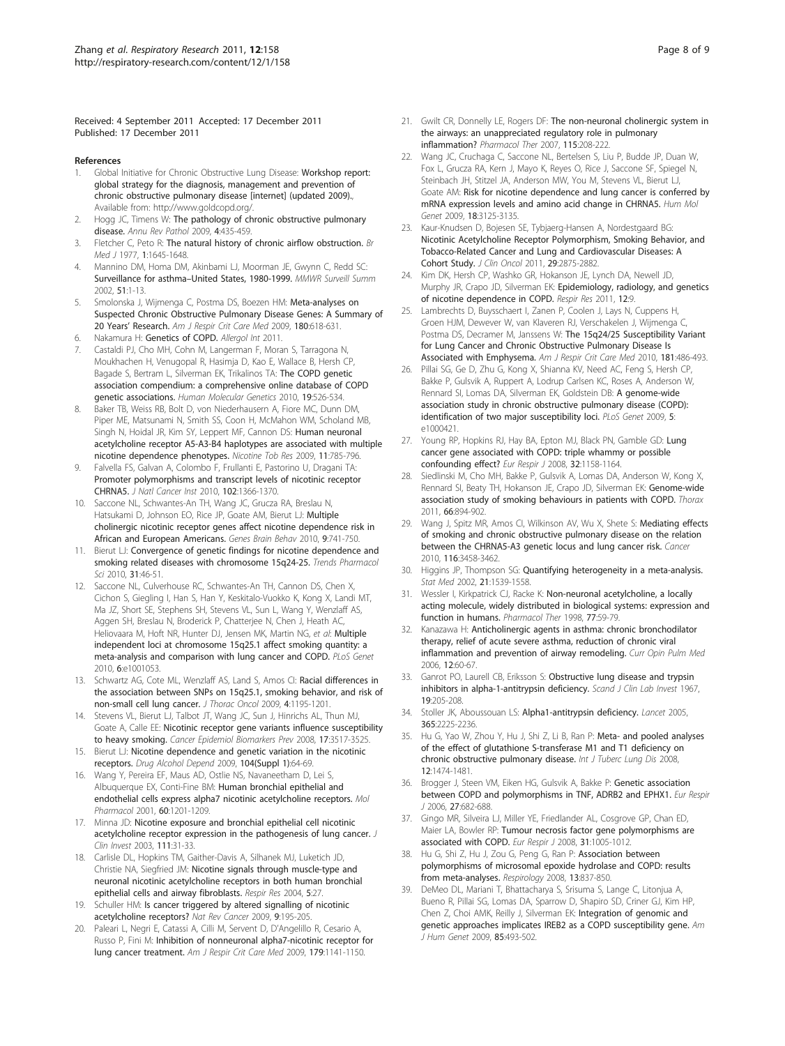Received: 4 September 2011 Accepted: 17 December 2011
Published: 17 December 2011

## References

1. Global Initiative for Chronic Obstructive Lung Disease: **Workshop report: global strategy for the diagnosis, management and prevention of chronic obstructive pulmonary disease [internet] (updated 2009).**, Available from: http://www.goldcopd.org/.
2. Hogg JC, Timens W: **The pathology of chronic obstructive pulmonary disease.** *Annu Rev Pathol* 2009, **4**:435-459.
3. Fletcher C, Peto R: **The natural history of chronic airflow obstruction.** *Br Med J* 1977, **1**:1645-1648.
4. Mannino DM, Homa DM, Akinbami LJ, Moorman JE, Gwynn C, Redd SC: **Surveillance for asthma–United States, 1980-1999.** *MMWR Surveill Summ* 2002, **51**:1-13.
5. Smolonska J, Wijmenga C, Postma DS, Boezen HM: **Meta-analyses on Suspected Chronic Obstructive Pulmonary Disease Genes: A Summary of 20 Years' Research.** *Am J Respir Crit Care Med* 2009, **180**:618-631.
6. Nakamura H: **Genetics of COPD.** *Allergol Int* 2011.
7. Castaldi PJ, Cho MH, Cohn M, Langerman F, Moran S, Tarragona N, Moukhachen H, Venugopal R, Hasimja D, Kao E, Wallace B, Hersh CP, Bagade S, Bertram L, Silverman EK, Trikalinos TA: **The COPD genetic association compendium: a comprehensive online database of COPD genetic associations.** *Human Molecular Genetics* 2010, **19**:526-534.
8. Baker TB, Weiss RB, Bolt D, von Niederhausern A, Fiore MC, Dunn DM, Piper ME, Matsunami N, Smith SS, Coon H, McMahon WM, Scholand MB, Singh N, Hoidal JR, Kim SY, Leppert MF, Cannon DS: **Human neuronal acetylcholine receptor A5-A3-B4 haplotypes are associated with multiple nicotine dependence phenotypes.** *Nicotine Tob Res* 2009, **11**:785-796.
9. Falvella FS, Galvan A, Colombo F, Frullanti E, Pastorino U, Dragani TA: **Promoter polymorphisms and transcript levels of nicotinic receptor CHRNA5.** *J Natl Cancer Inst* 2010, **102**:1366-1370.
10. Saccone NL, Schwantes-An TH, Wang JC, Grucza RA, Breslau N, Hatsukami D, Johnson EO, Rice JP, Goate AM, Bierut LJ: **Multiple cholinergic nicotinic receptor genes affect nicotine dependence risk in African and European Americans.** *Genes Brain Behav* 2010, **9**:741-750.
11. Bierut LJ: **Convergence of genetic findings for nicotine dependence and smoking related diseases with chromosome 15q24-25.** *Trends Pharmacol Sci* 2010, **31**:46-51.
12. Saccone NL, Culverhouse RC, Schwantes-An TH, Cannon DS, Chen X, Cichon S, Giegling I, Han S, Han Y, Keskitalo-Vuokko K, Kong X, Landi MT, Ma JZ, Short SE, Stephens SH, Stevens VL, Sun L, Wang Y, Wenzlaff AS, Aggen SH, Breslau N, Broderick P, Chatterjee N, Chen J, Heath AC, Heliovaara M, Hoft NR, Hunter DJ, Jensen MK, Martin NG, *et al*: **Multiple independent loci at chromosome 15q25.1 affect smoking quantity: a meta-analysis and comparison with lung cancer and COPD.** *PLoS Genet* 2010, **6**:e1001053.
13. Schwartz AG, Cote ML, Wenzlaff AS, Land S, Amos CI: **Racial differences in the association between SNPs on 15q25.1, smoking behavior, and risk of non-small cell lung cancer.** *J Thorac Oncol* 2009, **4**:1195-1201.
14. Stevens VL, Bierut LJ, Talbot JT, Wang JC, Sun J, Hinrichs AL, Thun MJ, Goate A, Calle EE: **Nicotinic receptor gene variants influence susceptibility to heavy smoking.** *Cancer Epidemiol Biomarkers Prev* 2008, **17**:3517-3525.
15. Bierut LJ: **Nicotine dependence and genetic variation in the nicotinic receptors.** *Drug Alcohol Depend* 2009, **104(Suppl 1)**:64-69.
16. Wang Y, Pereira EF, Maus AD, Ostlie NS, Navaneetham D, Lei S, Albuquerque EX, Conti-Fine BM: **Human bronchial epithelial and endothelial cells express alpha7 nicotinic acetylcholine receptors.** *Mol Pharmacol* 2001, **60**:1201-1209.
17. Minna JD: **Nicotine exposure and bronchial epithelial cell nicotinic acetylcholine receptor expression in the pathogenesis of lung cancer.** *J Clin Invest* 2003, **111**:31-33.
18. Carlisle DL, Hopkins TM, Gaither-Davis A, Silhanek MJ, Luketich JD, Christie NA, Siegfried JM: **Nicotine signals through muscle-type and neuronal nicotinic acetylcholine receptors in both human bronchial epithelial cells and airway fibroblasts.** *Respir Res* 2004, **5**:27.
19. Schuller HM: **Is cancer triggered by altered signalling of nicotinic acetylcholine receptors?** *Nat Rev Cancer* 2009, **9**:195-205.
20. Paleari L, Negri E, Catassi A, Cilli M, Servent D, D'Angelillo R, Cesario A, Russo P, Fini M: **Inhibition of nonneuronal alpha7-nicotinic receptor for lung cancer treatment.** *Am J Respir Crit Care Med* 2009, **179**:1141-1150.
21. Gwilt CR, Donnelly LE, Rogers DF: **The non-neuronal cholinergic system in the airways: an unappreciated regulatory role in pulmonary inflammation?** *Pharmacol Ther* 2007, **115**:208-222.
22. Wang JC, Cruchaga C, Saccone NL, Bertelsen S, Liu P, Budde JP, Duan W, Fox L, Grucza RA, Kern J, Mayo K, Reyes O, Rice J, Saccone SF, Spiegel N, Steinbach JH, Stitzel JA, Anderson MW, You M, Stevens VL, Bierut LJ, Goate AM: **Risk for nicotine dependence and lung cancer is conferred by mRNA expression levels and amino acid change in CHRNA5.** *Hum Mol Genet* 2009, **18**:3125-3135.
23. Kaur-Knudsen D, Bojesen SE, Tybjaerg-Hansen A, Nordestgaard BG: **Nicotinic Acetylcholine Receptor Polymorphism, Smoking Behavior, and Tobacco-Related Cancer and Lung and Cardiovascular Diseases: A Cohort Study.** *J Clin Oncol* 2011, **29**:2875-2882.
24. Kim DK, Hersh CP, Washko GR, Hokanson JE, Lynch DA, Newell JD, Murphy JR, Crapo JD, Silverman EK: **Epidemiology, radiology, and genetics of nicotine dependence in COPD.** *Respir Res* 2011, **12**:9.
25. Lambrechts D, Buysschaert I, Zanen P, Coolen J, Lays N, Cuppens H, Groen HJM, Dewever W, van Klaveren RJ, Verschakelen J, Wijmenga C, Postma DS, Decramer M, Janssens W: **The 15q24/25 Susceptibility Variant for Lung Cancer and Chronic Obstructive Pulmonary Disease Is Associated with Emphysema.** *Am J Respir Crit Care Med* 2010, **181**:486-493.
26. Pillai SG, Ge D, Zhu G, Kong X, Shianna KV, Need AC, Feng S, Hersh CP, Bakke P, Gulsvik A, Ruppert A, Lodrup Carlsen KC, Roses A, Anderson W, Rennard SI, Lomas DA, Silverman EK, Goldstein DB: **A genome-wide association study in chronic obstructive pulmonary disease (COPD): identification of two major susceptibility loci.** *PLoS Genet* 2009, **5**: e1000421.
27. Young RP, Hopkins RJ, Hay BA, Epton MJ, Black PN, Gamble GD: **Lung cancer gene associated with COPD: triple whammy or possible confounding effect?** *Eur Respir J* 2008, **32**:1158-1164.
28. Siedlinski M, Cho MH, Bakke P, Gulsvik A, Lomas DA, Anderson W, Kong X, Rennard SI, Beaty TH, Hokanson JE, Crapo JD, Silverman EK: **Genome-wide association study of smoking behaviours in patients with COPD.** *Thorax* 2011, **66**:894-902.
29. Wang J, Spitz MR, Amos CI, Wilkinson AV, Wu X, Shete S: **Mediating effects of smoking and chronic obstructive pulmonary disease on the relation between the CHRNA5-A3 genetic locus and lung cancer risk.** *Cancer* 2010, **116**:3458-3462.
30. Higgins JP, Thompson SG: **Quantifying heterogeneity in a meta-analysis.** *Stat Med* 2002, **21**:1539-1558.
31. Wessler I, Kirkpatrick CJ, Racke K: **Non-neuronal acetylcholine, a locally acting molecule, widely distributed in biological systems: expression and function in humans.** *Pharmacol Ther* 1998, **77**:59-79.
32. Kanazawa H: **Anticholinergic agents in asthma: chronic bronchodilator therapy, relief of acute severe asthma, reduction of chronic viral inflammation and prevention of airway remodeling.** *Curr Opin Pulm Med* 2006, **12**:60-67.
33. Ganrot PO, Laurell CB, Eriksson S: **Obstructive lung disease and trypsin inhibitors in alpha-1-antitrypsin deficiency.** *Scand J Clin Lab Invest* 1967, **19**:205-208.
34. Stoller JK, Aboussouan LS: **Alpha1-antitrypsin deficiency.** *Lancet* 2005, **365**:2225-2236.
35. Hu G, Yao W, Zhou Y, Hu J, Shi Z, Li B, Ran P: **Meta- and pooled analyses of the effect of glutathione S-transferase M1 and T1 deficiency on chronic obstructive pulmonary disease.** *Int J Tuberc Lung Dis* 2008, **12**:1474-1481.
36. Brogger J, Steen VM, Eiken HG, Gulsvik A, Bakke P: **Genetic association between COPD and polymorphisms in TNF, ADRB2 and EPHX1.** *Eur Respir J* 2006, **27**:682-688.
37. Gingo MR, Silveira LJ, Miller YE, Friedlander AL, Cosgrove GP, Chan ED, Maier LA, Bowler RP: **Tumour necrosis factor gene polymorphisms are associated with COPD.** *Eur Respir J* 2008, **31**:1005-1012.
38. Hu G, Shi Z, Hu J, Zou G, Peng G, Ran P: **Association between polymorphisms of microsomal epoxide hydrolase and COPD: results from meta-analyses.** *Respirology* 2008, **13**:837-850.
39. DeMeo DL, Mariani T, Bhattacharya S, Srisuma S, Lange C, Litonjua A, Bueno R, Pillai SG, Lomas DA, Sparrow D, Shapiro SD, Criner GJ, Kim HP, Chen Z, Choi AMK, Reilly J, Silverman EK: **Integration of genomic and genetic approaches implicates IREB2 as a COPD susceptibility gene.** *Am J Hum Genet* 2009, **85**:493-502.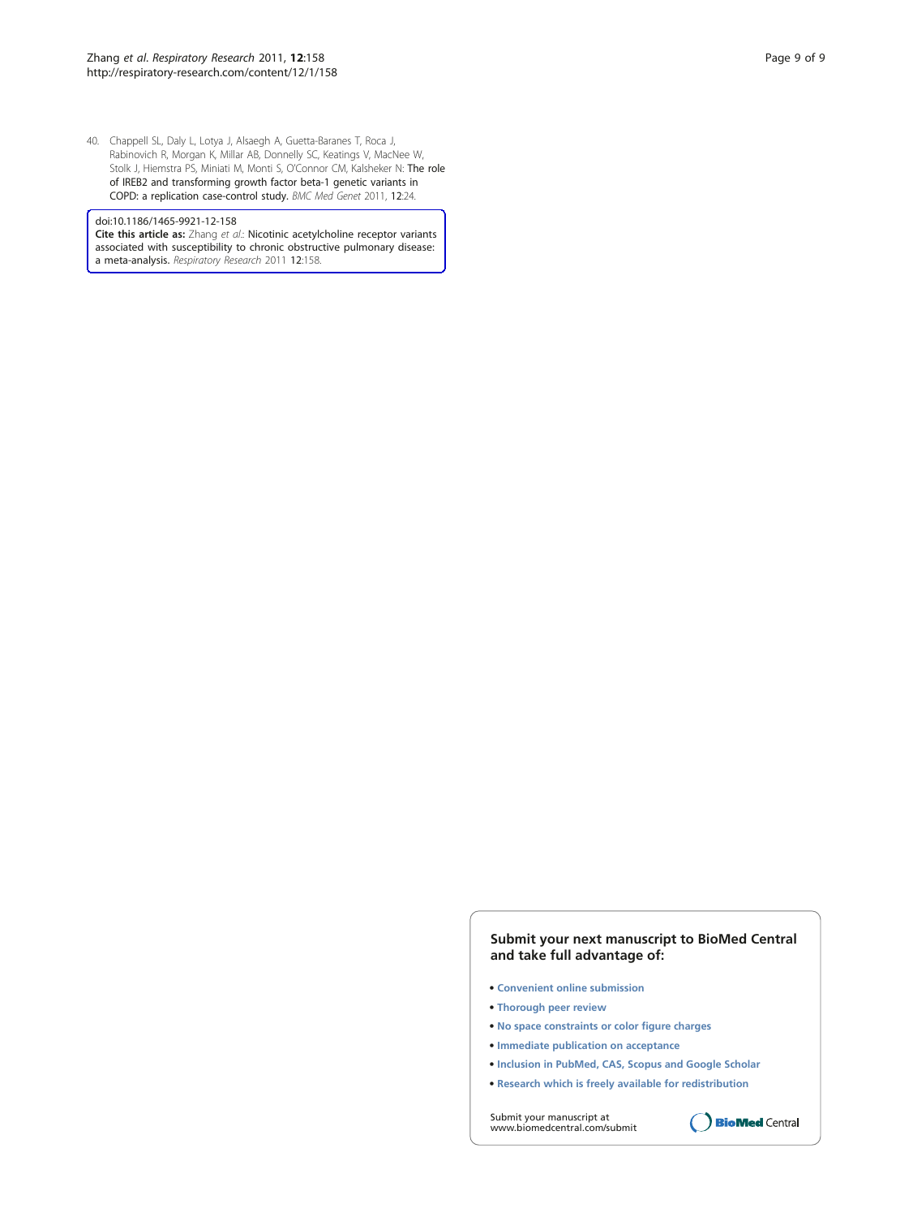40. Chappell SL, Daly L, Lotya J, Alsaegh A, Guetta-Baranes T, Roca J, Rabinovich R, Morgan K, Millar AB, Donnelly SC, Keatings V, MacNee W, Stolk J, Hiemstra PS, Miniati M, Monti S, O'Connor CM, Kalsheker N: The role of IREB2 and transforming growth factor beta-1 genetic variants in COPD: a replication case-control study. *BMC Med Genet* 2011, **12**:24.

doi:10.1186/1465-9921-12-158
**Cite this article as:** Zhang *et al.*: Nicotinic acetylcholine receptor variants associated with susceptibility to chronic obstructive pulmonary disease: a meta-analysis. *Respiratory Research* 2011 **12**:158.

**Submit your next manuscript to BioMed Central and take full advantage of:**

- Convenient online submission
- Thorough peer review
- No space constraints or color figure charges
- Immediate publication on acceptance
- Inclusion in PubMed, CAS, Scopus and Google Scholar
- Research which is freely available for redistribution

Submit your manuscript at
www.biomedcentral.com/submit

BioMed Central